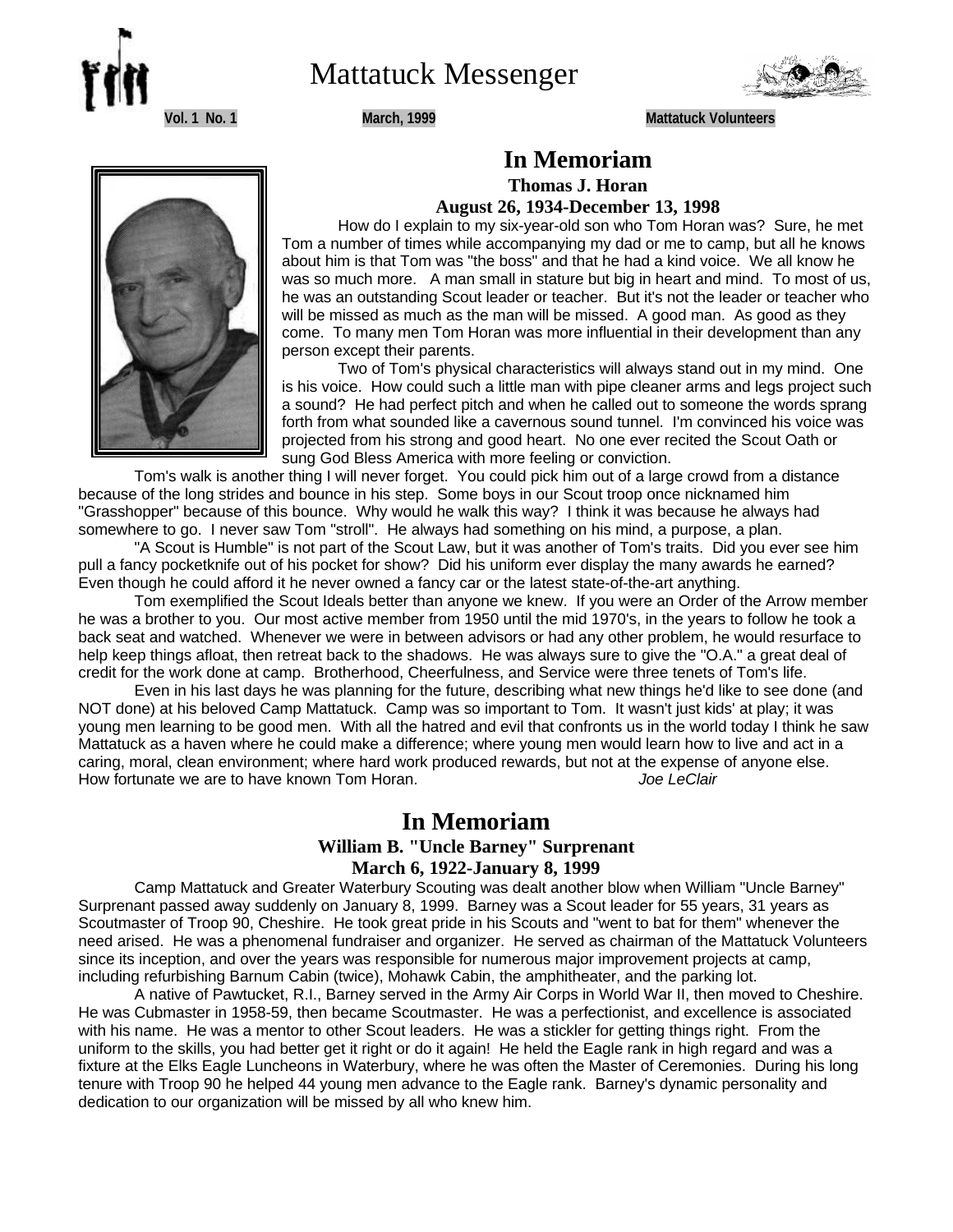# Mattatuck Messenger

**Vol. 1 No. 1** **March, 1999** **Mattatuck Volunteers**

## In Memoriam

### Thomas J. Horan

### August 26, 1934-December 13, 1998

How do I explain to my six-year-old son who Tom Horan was? Sure, he met Tom a number of times while accompanying my dad or me to camp, but all he knows about him is that Tom was "the boss" and that he had a kind voice. We all know he was so much more. A man small in stature but big in heart and mind. To most of us, he was an outstanding Scout leader or teacher. But it's not the leader or teacher who will be missed as much as the man will be missed. A good man. As good as they come. To many men Tom Horan was more influential in their development than any person except their parents.

Two of Tom's physical characteristics will always stand out in my mind. One is his voice. How could such a little man with pipe cleaner arms and legs project such a sound? He had perfect pitch and when he called out to someone the words sprang forth from what sounded like a cavernous sound tunnel. I'm convinced his voice was projected from his strong and good heart. No one ever recited the Scout Oath or sung God Bless America with more feeling or conviction.

Tom's walk is another thing I will never forget. You could pick him out of a large crowd from a distance because of the long strides and bounce in his step. Some boys in our Scout troop once nicknamed him "Grasshopper" because of this bounce. Why would he walk this way? I think it was because he always had somewhere to go. I never saw Tom "stroll". He always had something on his mind, a purpose, a plan.

"A Scout is Humble" is not part of the Scout Law, but it was another of Tom's traits. Did you ever see him pull a fancy pocketknife out of his pocket for show? Did his uniform ever display the many awards he earned? Even though he could afford it he never owned a fancy car or the latest state-of-the-art anything.

Tom exemplified the Scout Ideals better than anyone we knew. If you were an Order of the Arrow member he was a brother to you. Our most active member from 1950 until the mid 1970's, in the years to follow he took a back seat and watched. Whenever we were in between advisors or had any other problem, he would resurface to help keep things afloat, then retreat back to the shadows. He was always sure to give the "O.A." a great deal of credit for the work done at camp. Brotherhood, Cheerfulness, and Service were three tenets of Tom's life.

Even in his last days he was planning for the future, describing what new things he'd like to see done (and NOT done) at his beloved Camp Mattatuck. Camp was so important to Tom. It wasn't just kids' at play; it was young men learning to be good men. With all the hatred and evil that confronts us in the world today I think he saw Mattatuck as a haven where he could make a difference; where young men would learn how to live and act in a caring, moral, clean environment; where hard work produced rewards, but not at the expense of anyone else. How fortunate we are to have known Tom Horan.

*Joe LeClair*

## In Memoriam

### William B. "Uncle Barney" Surprenant

### March 6, 1922-January 8, 1999

Camp Mattatuck and Greater Waterbury Scouting was dealt another blow when William "Uncle Barney" Surprenant passed away suddenly on January 8, 1999. Barney was a Scout leader for 55 years, 31 years as Scoutmaster of Troop 90, Cheshire. He took great pride in his Scouts and "went to bat for them" whenever the need arised. He was a phenomenal fundraiser and organizer. He served as chairman of the Mattatuck Volunteers since its inception, and over the years was responsible for numerous major improvement projects at camp, including refurbishing Barnum Cabin (twice), Mohawk Cabin, the amphitheater, and the parking lot.

A native of Pawtucket, R.I., Barney served in the Army Air Corps in World War II, then moved to Cheshire. He was Cubmaster in 1958-59, then became Scoutmaster. He was a perfectionist, and excellence is associated with his name. He was a mentor to other Scout leaders. He was a stickler for getting things right. From the uniform to the skills, you had better get it right or do it again! He held the Eagle rank in high regard and was a fixture at the Elks Eagle Luncheons in Waterbury, where he was often the Master of Ceremonies. During his long tenure with Troop 90 he helped 44 young men advance to the Eagle rank. Barney's dynamic personality and dedication to our organization will be missed by all who knew him.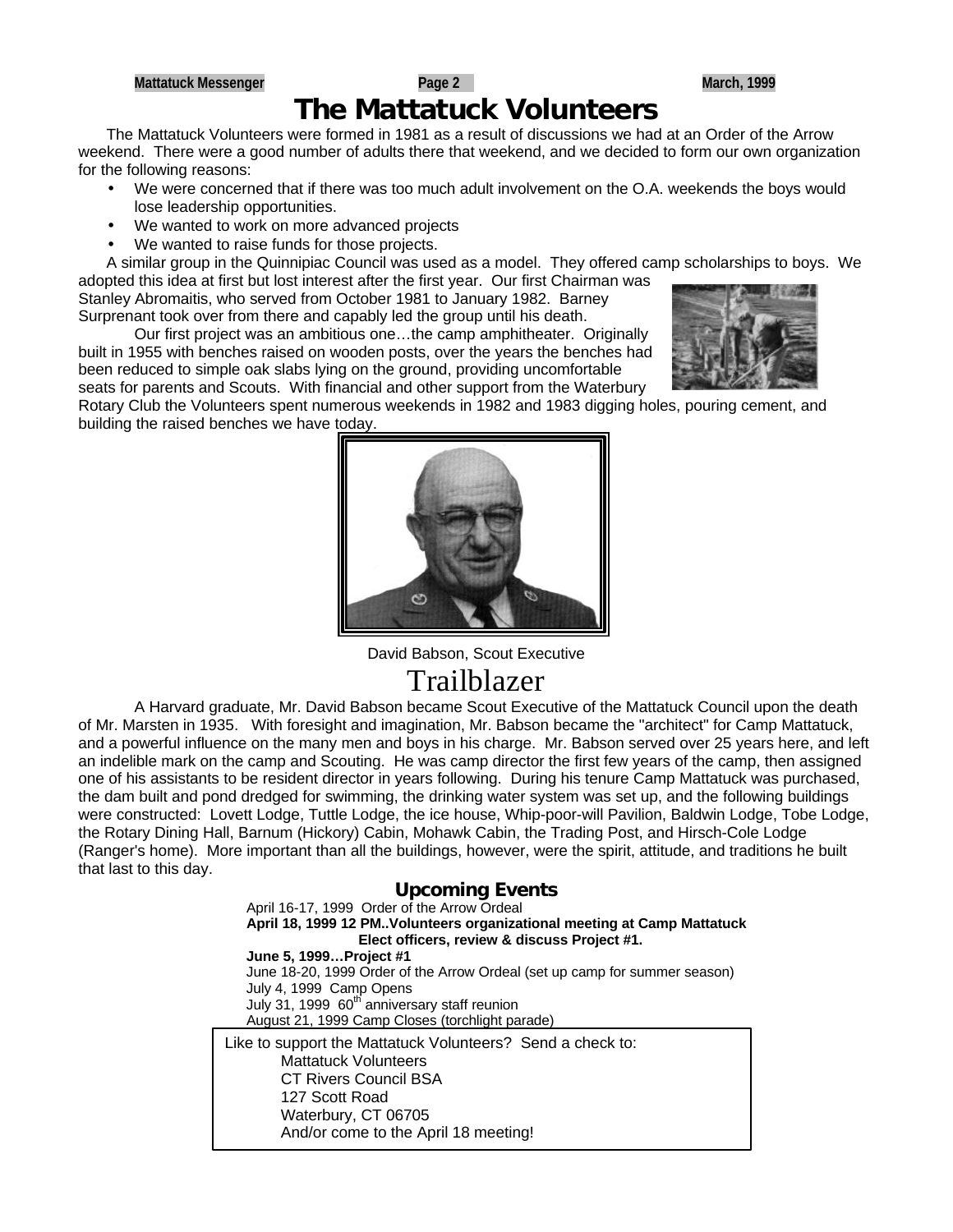# The Mattatuck Volunteers

The Mattatuck Volunteers were formed in 1981 as a result of discussions we had at an Order of the Arrow weekend. There were a good number of adults there that weekend, and we decided to form our own organization for the following reasons:

- We were concerned that if there was too much adult involvement on the O.A. weekends the boys would lose leadership opportunities.
- We wanted to work on more advanced projects
- We wanted to raise funds for those projects.

A similar group in the Quinnipiac Council was used as a model. They offered camp scholarships to boys. We adopted this idea at first but lost interest after the first year. Our first Chairman was Stanley Abromaitis, who served from October 1981 to January 1982. Barney Surprenant took over from there and capably led the group until his death.

Our first project was an ambitious one…the camp amphitheater. Originally built in 1955 with benches raised on wooden posts, over the years the benches had been reduced to simple oak slabs lying on the ground, providing uncomfortable seats for parents and Scouts. With financial and other support from the Waterbury Rotary Club the Volunteers spent numerous weekends in 1982 and 1983 digging holes, pouring cement, and building the raised benches we have today.

David Babson, Scout Executive

# Trailblazer

A Harvard graduate, Mr. David Babson became Scout Executive of the Mattatuck Council upon the death of Mr. Marsten in 1935. With foresight and imagination, Mr. Babson became the "architect" for Camp Mattatuck, and a powerful influence on the many men and boys in his charge. Mr. Babson served over 25 years here, and left an indelible mark on the camp and Scouting. He was camp director the first few years of the camp, then assigned one of his assistants to be resident director in years following. During his tenure Camp Mattatuck was purchased, the dam built and pond dredged for swimming, the drinking water system was set up, and the following buildings were constructed: Lovett Lodge, Tuttle Lodge, the ice house, Whip-poor-will Pavilion, Baldwin Lodge, Tobe Lodge, the Rotary Dining Hall, Barnum (Hickory) Cabin, Mohawk Cabin, the Trading Post, and Hirsch-Cole Lodge (Ranger's home). More important than all the buildings, however, were the spirit, attitude, and traditions he built that last to this day.

## Upcoming Events

April 16-17, 1999 Order of the Arrow Ordeal
**April 18, 1999 12 PM..Volunteers organizational meeting at Camp Mattatuck**
**Elect officers, review & discuss Project #1.**
**June 5, 1999…Project #1**
June 18-20, 1999 Order of the Arrow Ordeal (set up camp for summer season)
July 4, 1999 Camp Opens
July 31, 1999 60th anniversary staff reunion
August 21, 1999 Camp Closes (torchlight parade)

Like to support the Mattatuck Volunteers? Send a check to:
Mattatuck Volunteers
CT Rivers Council BSA
127 Scott Road
Waterbury, CT 06705
And/or come to the April 18 meeting!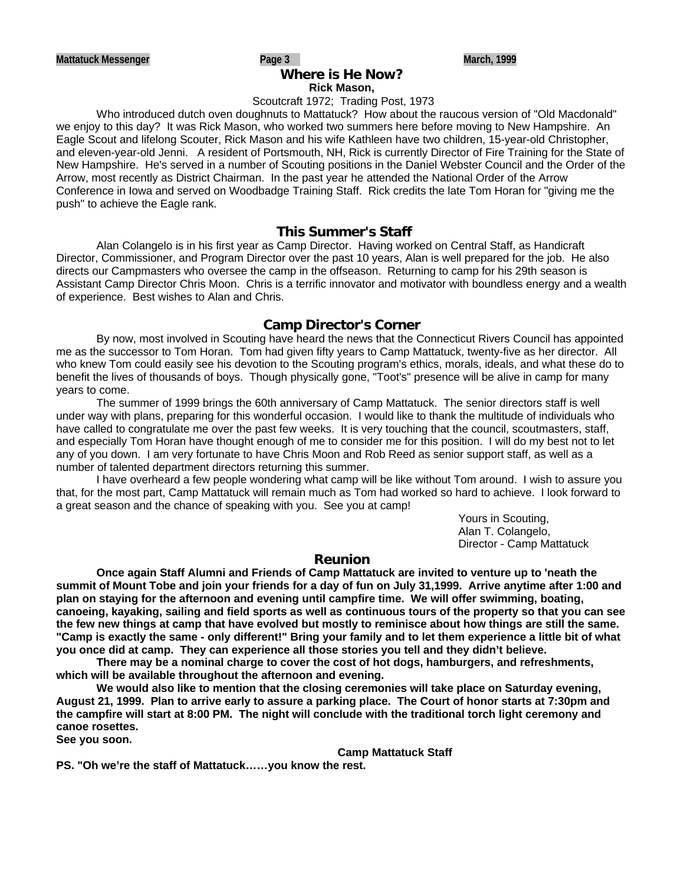## Where is He Now?

**Rick Mason,**

Scoutcraft 1972; Trading Post, 1973

Who introduced dutch oven doughnuts to Mattatuck? How about the raucous version of "Old Macdonald" we enjoy to this day? It was Rick Mason, who worked two summers here before moving to New Hampshire. An Eagle Scout and lifelong Scouter, Rick Mason and his wife Kathleen have two children, 15-year-old Christopher, and eleven-year-old Jenni. A resident of Portsmouth, NH, Rick is currently Director of Fire Training for the State of New Hampshire. He's served in a number of Scouting positions in the Daniel Webster Council and the Order of the Arrow, most recently as District Chairman. In the past year he attended the National Order of the Arrow Conference in Iowa and served on Woodbadge Training Staff. Rick credits the late Tom Horan for "giving me the push" to achieve the Eagle rank.

## This Summer's Staff

Alan Colangelo is in his first year as Camp Director. Having worked on Central Staff, as Handicraft Director, Commissioner, and Program Director over the past 10 years, Alan is well prepared for the job. He also directs our Campmasters who oversee the camp in the offseason. Returning to camp for his 29th season is Assistant Camp Director Chris Moon. Chris is a terrific innovator and motivator with boundless energy and a wealth of experience. Best wishes to Alan and Chris.

## Camp Director's Corner

By now, most involved in Scouting have heard the news that the Connecticut Rivers Council has appointed me as the successor to Tom Horan. Tom had given fifty years to Camp Mattatuck, twenty-five as her director. All who knew Tom could easily see his devotion to the Scouting program's ethics, morals, ideals, and what these do to benefit the lives of thousands of boys. Though physically gone, "Toot's" presence will be alive in camp for many years to come.

The summer of 1999 brings the 60th anniversary of Camp Mattatuck. The senior directors staff is well under way with plans, preparing for this wonderful occasion. I would like to thank the multitude of individuals who have called to congratulate me over the past few weeks. It is very touching that the council, scoutmasters, staff, and especially Tom Horan have thought enough of me to consider me for this position. I will do my best not to let any of you down. I am very fortunate to have Chris Moon and Rob Reed as senior support staff, as well as a number of talented department directors returning this summer.

I have overheard a few people wondering what camp will be like without Tom around. I wish to assure you that, for the most part, Camp Mattatuck will remain much as Tom had worked so hard to achieve. I look forward to a great season and the chance of speaking with you. See you at camp!

Yours in Scouting,
Alan T. Colangelo,
Director - Camp Mattatuck

## Reunion

**Once again Staff Alumni and Friends of Camp Mattatuck are invited to venture up to 'neath the summit of Mount Tobe and join your friends for a day of fun on July 31,1999. Arrive anytime after 1:00 and plan on staying for the afternoon and evening until campfire time. We will offer swimming, boating, canoeing, kayaking, sailing and field sports as well as continuous tours of the property so that you can see the few new things at camp that have evolved but mostly to reminisce about how things are still the same. "Camp is exactly the same - only different!" Bring your family and to let them experience a little bit of what you once did at camp. They can experience all those stories you tell and they didn't believe.**

**There may be a nominal charge to cover the cost of hot dogs, hamburgers, and refreshments, which will be available throughout the afternoon and evening.**

**We would also like to mention that the closing ceremonies will take place on Saturday evening, August 21, 1999. Plan to arrive early to assure a parking place. The Court of honor starts at 7:30pm and the campfire will start at 8:00 PM. The night will conclude with the traditional torch light ceremony and canoe rosettes.**

**See you soon.**

**Camp Mattatuck Staff**

**PS. "Oh we're the staff of Mattatuck……you know the rest.**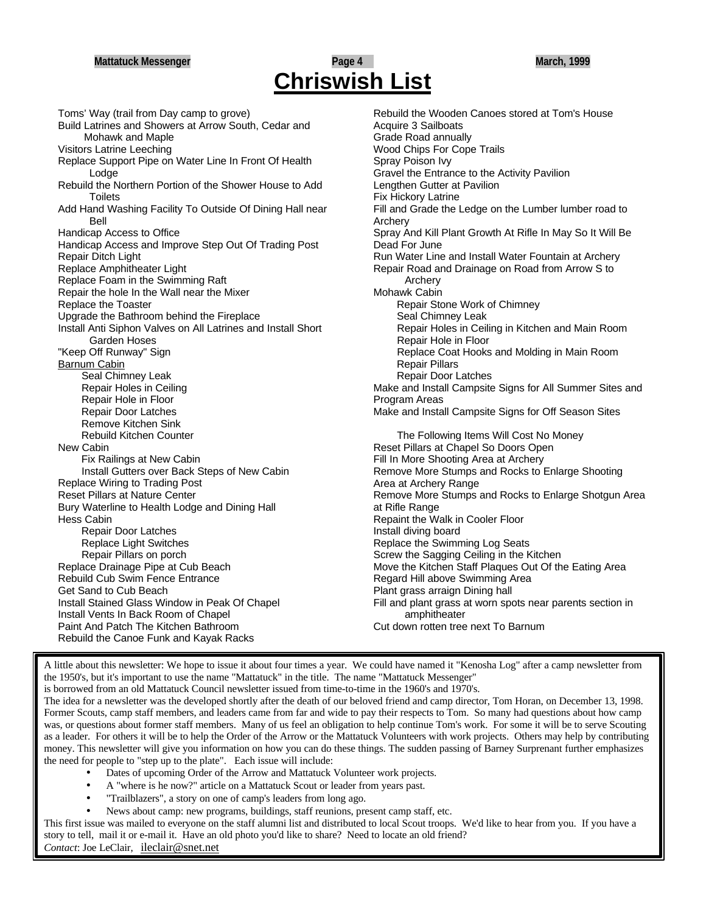# Chriswish List

Toms' Way (trail from Day camp to grove)
Build Latrines and Showers at Arrow South, Cedar and Mohawk and Maple
Visitors Latrine Leeching
Replace Support Pipe on Water Line In Front Of Health Lodge
Rebuild the Northern Portion of the Shower House to Add Toilets
Add Hand Washing Facility To Outside Of Dining Hall near Bell
Handicap Access to Office
Handicap Access and Improve Step Out Of Trading Post
Repair Ditch Light
Replace Amphitheater Light
Replace Foam in the Swimming Raft
Repair the hole In the Wall near the Mixer
Replace the Toaster
Upgrade the Bathroom behind the Fireplace
Install Anti Siphon Valves on All Latrines and Install Short Garden Hoses
"Keep Off Runway" Sign
Barnum Cabin
- Seal Chimney Leak
- Repair Holes in Ceiling
- Repair Hole in Floor
- Repair Door Latches
- Remove Kitchen Sink
- Rebuild Kitchen Counter

New Cabin
- Fix Railings at New Cabin
- Install Gutters over Back Steps of New Cabin

Replace Wiring to Trading Post
Reset Pillars at Nature Center
Bury Waterline to Health Lodge and Dining Hall
Hess Cabin
- Repair Door Latches
- Replace Light Switches
- Repair Pillars on porch

Replace Drainage Pipe at Cub Beach
Rebuild Cub Swim Fence Entrance
Get Sand to Cub Beach
Install Stained Glass Window in Peak Of Chapel
Install Vents In Back Room of Chapel
Paint And Patch The Kitchen Bathroom
Rebuild the Canoe Funk and Kayak Racks
Rebuild the Wooden Canoes stored at Tom's House
Acquire 3 Sailboats
Grade Road annually
Wood Chips For Cope Trails
Spray Poison Ivy
Gravel the Entrance to the Activity Pavilion
Lengthen Gutter at Pavilion
Fix Hickory Latrine
Fill and Grade the Ledge on the Lumber lumber road to Archery
Spray And Kill Plant Growth At Rifle In May So It Will Be Dead For June
Run Water Line and Install Water Fountain at Archery
Repair Road and Drainage on Road from Arrow S to Archery
Mohawk Cabin
- Repair Stone Work of Chimney
- Seal Chimney Leak
- Repair Holes in Ceiling in Kitchen and Main Room
- Repair Hole in Floor
- Replace Coat Hooks and Molding in Main Room
- Repair Pillars
- Repair Door Latches

Make and Install Campsite Signs for All Summer Sites and Program Areas
Make and Install Campsite Signs for Off Season Sites

The Following Items Will Cost No Money

Reset Pillars at Chapel So Doors Open
Fill In More Shooting Area at Archery
Remove More Stumps and Rocks to Enlarge Shooting Area at Archery Range
Remove More Stumps and Rocks to Enlarge Shotgun Area at Rifle Range
Repaint the Walk in Cooler Floor
Install diving board
Replace the Swimming Log Seats
Screw the Sagging Ceiling in the Kitchen
Move the Kitchen Staff Plaques Out Of the Eating Area
Regard Hill above Swimming Area
Plant grass arraign Dining hall
Fill and plant grass at worn spots near parents section in amphitheater
Cut down rotten tree next To Barnum

---

A little about this newsletter: We hope to issue it about four times a year. We could have named it "Kenosha Log" after a camp newsletter from the 1950's, but it's important to use the name "Mattatuck" in the title. The name "Mattatuck Messenger" is borrowed from an old Mattatuck Council newsletter issued from time-to-time in the 1960's and 1970's.

The idea for a newsletter was the developed shortly after the death of our beloved friend and camp director, Tom Horan, on December 13, 1998. Former Scouts, camp staff members, and leaders came from far and wide to pay their respects to Tom. So many had questions about how camp was, or questions about former staff members. Many of us feel an obligation to help continue Tom's work. For some it will be to serve Scouting as a leader. For others it will be to help the Order of the Arrow or the Mattatuck Volunteers with work projects. Others may help by contributing money. This newsletter will give you information on how you can do these things. The sudden passing of Barney Surprenant further emphasizes the need for people to "step up to the plate". Each issue will include:

- Dates of upcoming Order of the Arrow and Mattatuck Volunteer work projects.
- A "where is he now?" article on a Mattatuck Scout or leader from years past.
- "Trailblazers", a story on one of camp's leaders from long ago.
- News about camp: new programs, buildings, staff reunions, present camp staff, etc.

This first issue was mailed to everyone on the staff alumni list and distributed to local Scout troops. We'd like to hear from you. If you have a story to tell, mail it or e-mail it. Have an old photo you'd like to share? Need to locate an old friend?

*Contact*: Joe LeClair, ileclair@snet.net